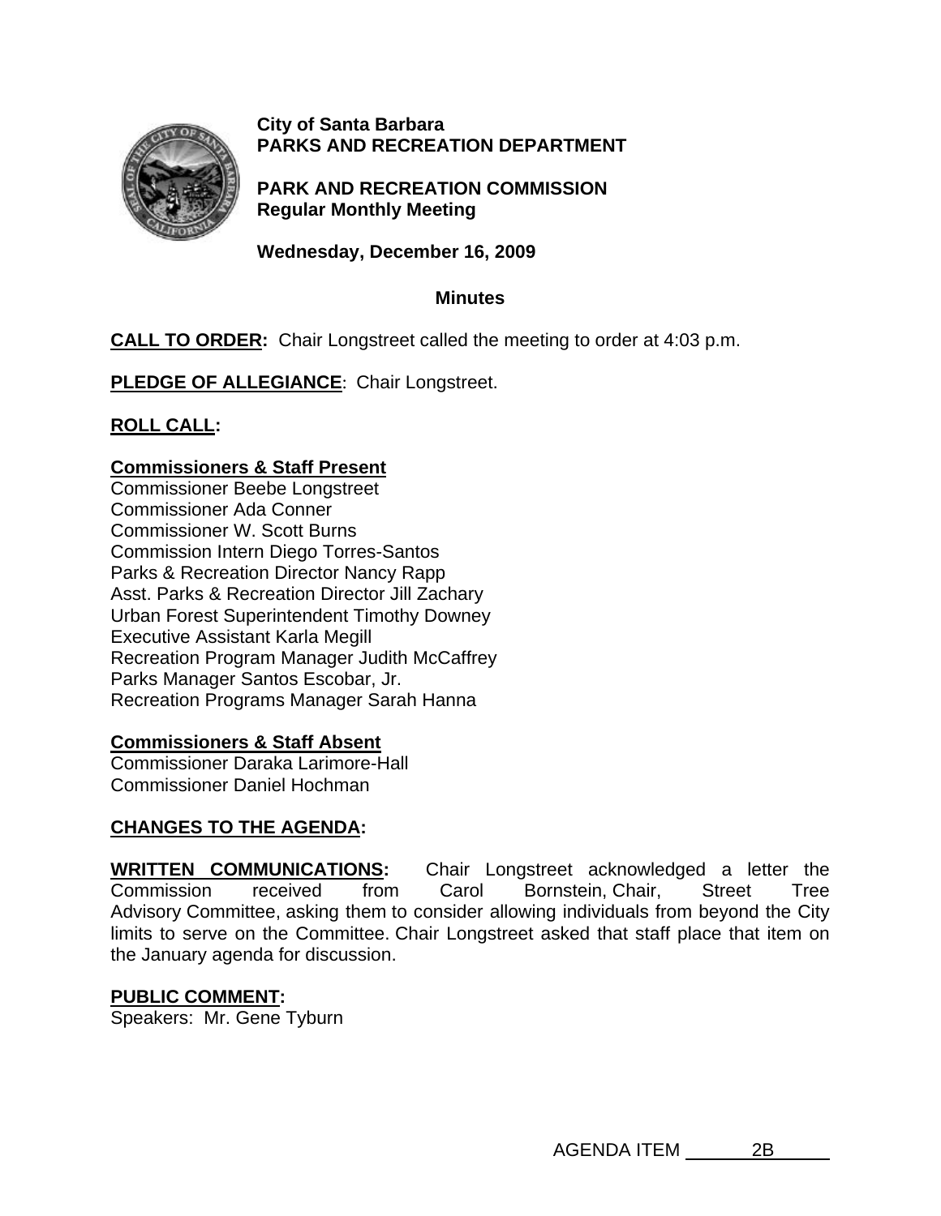**City of Santa Barbara**
**PARKS AND RECREATION DEPARTMENT**

**PARK AND RECREATION COMMISSION**
**Regular Monthly Meeting**

**Wednesday, December 16, 2009**

**Minutes**

**CALL TO ORDER:** Chair Longstreet called the meeting to order at 4:03 p.m.

**PLEDGE OF ALLEGIANCE**: Chair Longstreet.

**ROLL CALL:**

**Commissioners & Staff Present**
Commissioner Beebe Longstreet
Commissioner Ada Conner
Commissioner W. Scott Burns
Commission Intern Diego Torres-Santos
Parks & Recreation Director Nancy Rapp
Asst. Parks & Recreation Director Jill Zachary
Urban Forest Superintendent Timothy Downey
Executive Assistant Karla Megill
Recreation Program Manager Judith McCaffrey
Parks Manager Santos Escobar, Jr.
Recreation Programs Manager Sarah Hanna

**Commissioners & Staff Absent**
Commissioner Daraka Larimore-Hall
Commissioner Daniel Hochman

**CHANGES TO THE AGENDA:**

**WRITTEN COMMUNICATIONS:** Chair Longstreet acknowledged a letter the Commission received from Carol Bornstein, Chair, Street Tree Advisory Committee, asking them to consider allowing individuals from beyond the City limits to serve on the Committee. Chair Longstreet asked that staff place that item on the January agenda for discussion.

**PUBLIC COMMENT:**
Speakers: Mr. Gene Tyburn

AGENDA ITEM 2B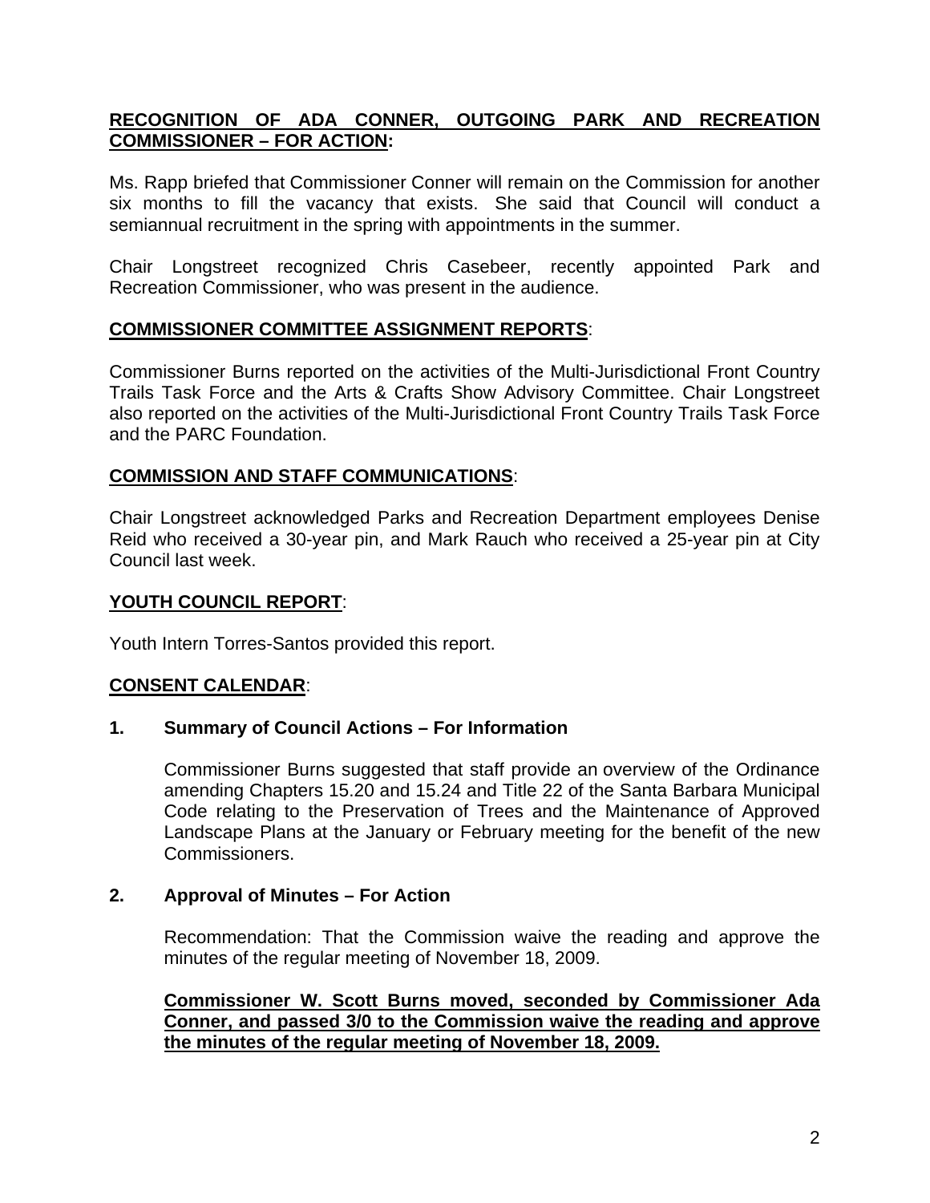**RECOGNITION OF ADA CONNER, OUTGOING PARK AND RECREATION COMMISSIONER – FOR ACTION:**

Ms. Rapp briefed that Commissioner Conner will remain on the Commission for another six months to fill the vacancy that exists. She said that Council will conduct a semiannual recruitment in the spring with appointments in the summer.

Chair Longstreet recognized Chris Casebeer, recently appointed Park and Recreation Commissioner, who was present in the audience.

**COMMISSIONER COMMITTEE ASSIGNMENT REPORTS**:

Commissioner Burns reported on the activities of the Multi-Jurisdictional Front Country Trails Task Force and the Arts & Crafts Show Advisory Committee. Chair Longstreet also reported on the activities of the Multi-Jurisdictional Front Country Trails Task Force and the PARC Foundation.

**COMMISSION AND STAFF COMMUNICATIONS**:

Chair Longstreet acknowledged Parks and Recreation Department employees Denise Reid who received a 30-year pin, and Mark Rauch who received a 25-year pin at City Council last week.

**YOUTH COUNCIL REPORT**:

Youth Intern Torres-Santos provided this report.

**CONSENT CALENDAR**:

**1. Summary of Council Actions – For Information**

Commissioner Burns suggested that staff provide an overview of the Ordinance amending Chapters 15.20 and 15.24 and Title 22 of the Santa Barbara Municipal Code relating to the Preservation of Trees and the Maintenance of Approved Landscape Plans at the January or February meeting for the benefit of the new Commissioners.

**2. Approval of Minutes – For Action**

Recommendation: That the Commission waive the reading and approve the minutes of the regular meeting of November 18, 2009.

**Commissioner W. Scott Burns moved, seconded by Commissioner Ada Conner, and passed 3/0 to the Commission waive the reading and approve the minutes of the regular meeting of November 18, 2009.**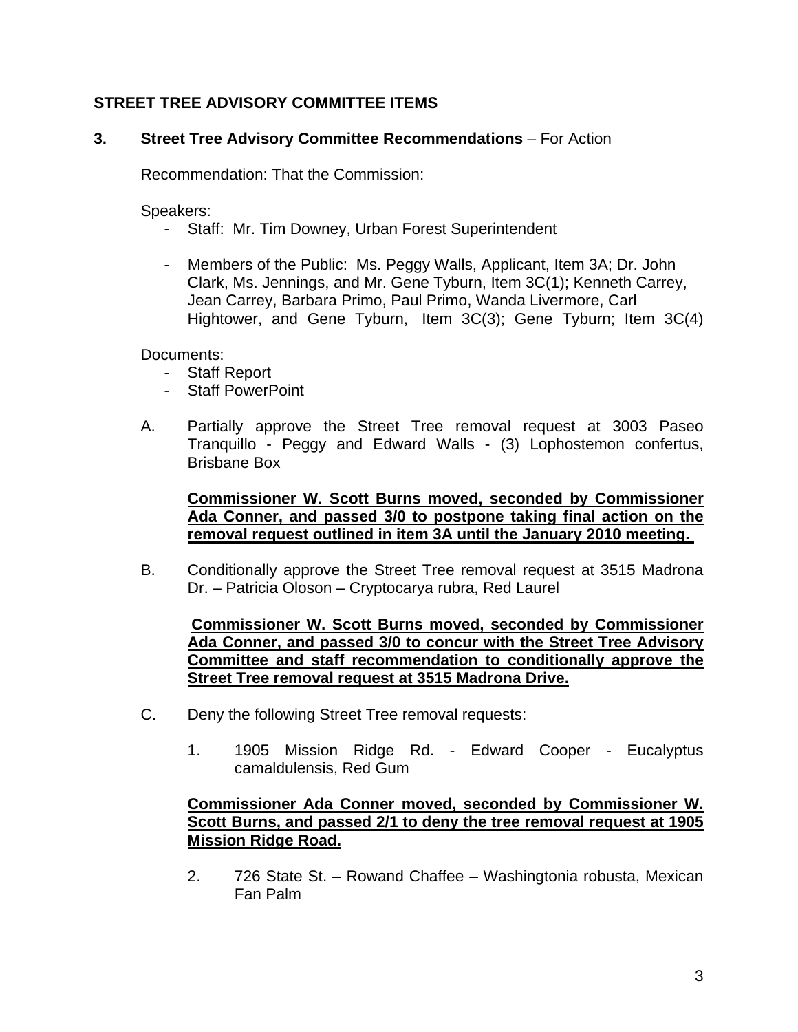## STREET TREE ADVISORY COMMITTEE ITEMS

**3. Street Tree Advisory Committee Recommendations** – For Action

Recommendation: That the Commission:

Speakers:

- Staff: Mr. Tim Downey, Urban Forest Superintendent
- Members of the Public: Ms. Peggy Walls, Applicant, Item 3A; Dr. John Clark, Ms. Jennings, and Mr. Gene Tyburn, Item 3C(1); Kenneth Carrey, Jean Carrey, Barbara Primo, Paul Primo, Wanda Livermore, Carl Hightower, and Gene Tyburn, Item 3C(3); Gene Tyburn; Item 3C(4)

Documents:

- Staff Report
- Staff PowerPoint

A. Partially approve the Street Tree removal request at 3003 Paseo Tranquillo - Peggy and Edward Walls - (3) Lophostemon confertus, Brisbane Box

**Commissioner W. Scott Burns moved, seconded by Commissioner Ada Conner, and passed 3/0 to postpone taking final action on the removal request outlined in item 3A until the January 2010 meeting.**

B. Conditionally approve the Street Tree removal request at 3515 Madrona Dr. – Patricia Oloson – Cryptocarya rubra, Red Laurel

**Commissioner W. Scott Burns moved, seconded by Commissioner Ada Conner, and passed 3/0 to concur with the Street Tree Advisory Committee and staff recommendation to conditionally approve the Street Tree removal request at 3515 Madrona Drive.**

C. Deny the following Street Tree removal requests:

1. 1905 Mission Ridge Rd. - Edward Cooper - Eucalyptus camaldulensis, Red Gum

**Commissioner Ada Conner moved, seconded by Commissioner W. Scott Burns, and passed 2/1 to deny the tree removal request at 1905 Mission Ridge Road.**

2. 726 State St. – Rowand Chaffee – Washingtonia robusta, Mexican Fan Palm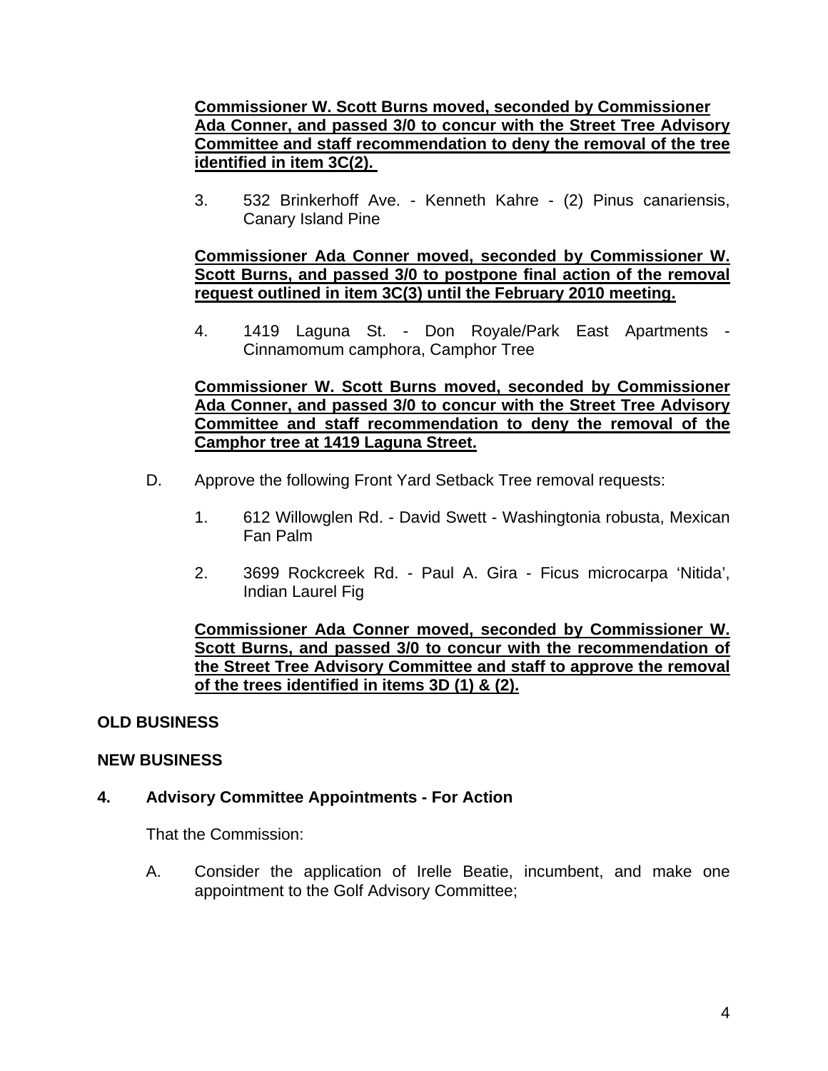**Commissioner W. Scott Burns moved, seconded by Commissioner Ada Conner, and passed 3/0 to concur with the Street Tree Advisory Committee and staff recommendation to deny the removal of the tree identified in item 3C(2).**

3. 532 Brinkerhoff Ave. - Kenneth Kahre - (2) Pinus canariensis, Canary Island Pine

**Commissioner Ada Conner moved, seconded by Commissioner W. Scott Burns, and passed 3/0 to postpone final action of the removal request outlined in item 3C(3) until the February 2010 meeting.**

4. 1419 Laguna St. - Don Royale/Park East Apartments - Cinnamomum camphora, Camphor Tree

**Commissioner W. Scott Burns moved, seconded by Commissioner Ada Conner, and passed 3/0 to concur with the Street Tree Advisory Committee and staff recommendation to deny the removal of the Camphor tree at 1419 Laguna Street.**

D. Approve the following Front Yard Setback Tree removal requests:

1. 612 Willowglen Rd. - David Swett - Washingtonia robusta, Mexican Fan Palm

2. 3699 Rockcreek Rd. - Paul A. Gira - Ficus microcarpa 'Nitida', Indian Laurel Fig

**Commissioner Ada Conner moved, seconded by Commissioner W. Scott Burns, and passed 3/0 to concur with the recommendation of the Street Tree Advisory Committee and staff to approve the removal of the trees identified in items 3D (1) & (2).**

**OLD BUSINESS**

**NEW BUSINESS**

**4. Advisory Committee Appointments - For Action**

That the Commission:

A. Consider the application of Irelle Beatie, incumbent, and make one appointment to the Golf Advisory Committee;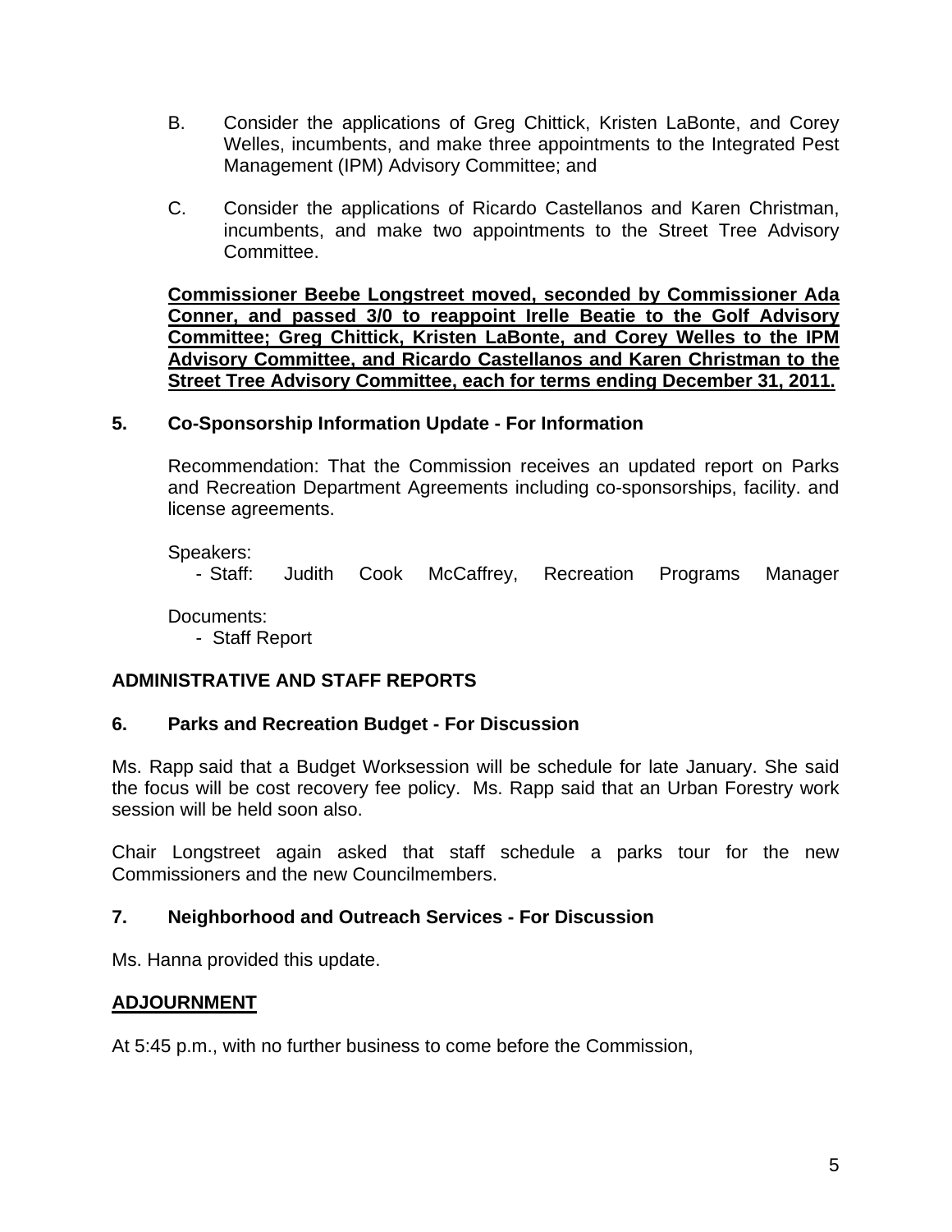B. Consider the applications of Greg Chittick, Kristen LaBonte, and Corey Welles, incumbents, and make three appointments to the Integrated Pest Management (IPM) Advisory Committee; and

C. Consider the applications of Ricardo Castellanos and Karen Christman, incumbents, and make two appointments to the Street Tree Advisory Committee.

**Commissioner Beebe Longstreet moved, seconded by Commissioner Ada Conner, and passed 3/0 to reappoint Irelle Beatie to the Golf Advisory Committee; Greg Chittick, Kristen LaBonte, and Corey Welles to the IPM Advisory Committee, and Ricardo Castellanos and Karen Christman to the Street Tree Advisory Committee, each for terms ending December 31, 2011.**

**5. Co-Sponsorship Information Update - For Information**

Recommendation: That the Commission receives an updated report on Parks and Recreation Department Agreements including co-sponsorships, facility. and license agreements.

Speakers:
- Staff: Judith Cook McCaffrey, Recreation Programs Manager

Documents:
- Staff Report

**ADMINISTRATIVE AND STAFF REPORTS**

**6. Parks and Recreation Budget - For Discussion**

Ms. Rapp said that a Budget Worksession will be schedule for late January. She said the focus will be cost recovery fee policy. Ms. Rapp said that an Urban Forestry work session will be held soon also.

Chair Longstreet again asked that staff schedule a parks tour for the new Commissioners and the new Councilmembers.

**7. Neighborhood and Outreach Services - For Discussion**

Ms. Hanna provided this update.

**ADJOURNMENT**

At 5:45 p.m., with no further business to come before the Commission,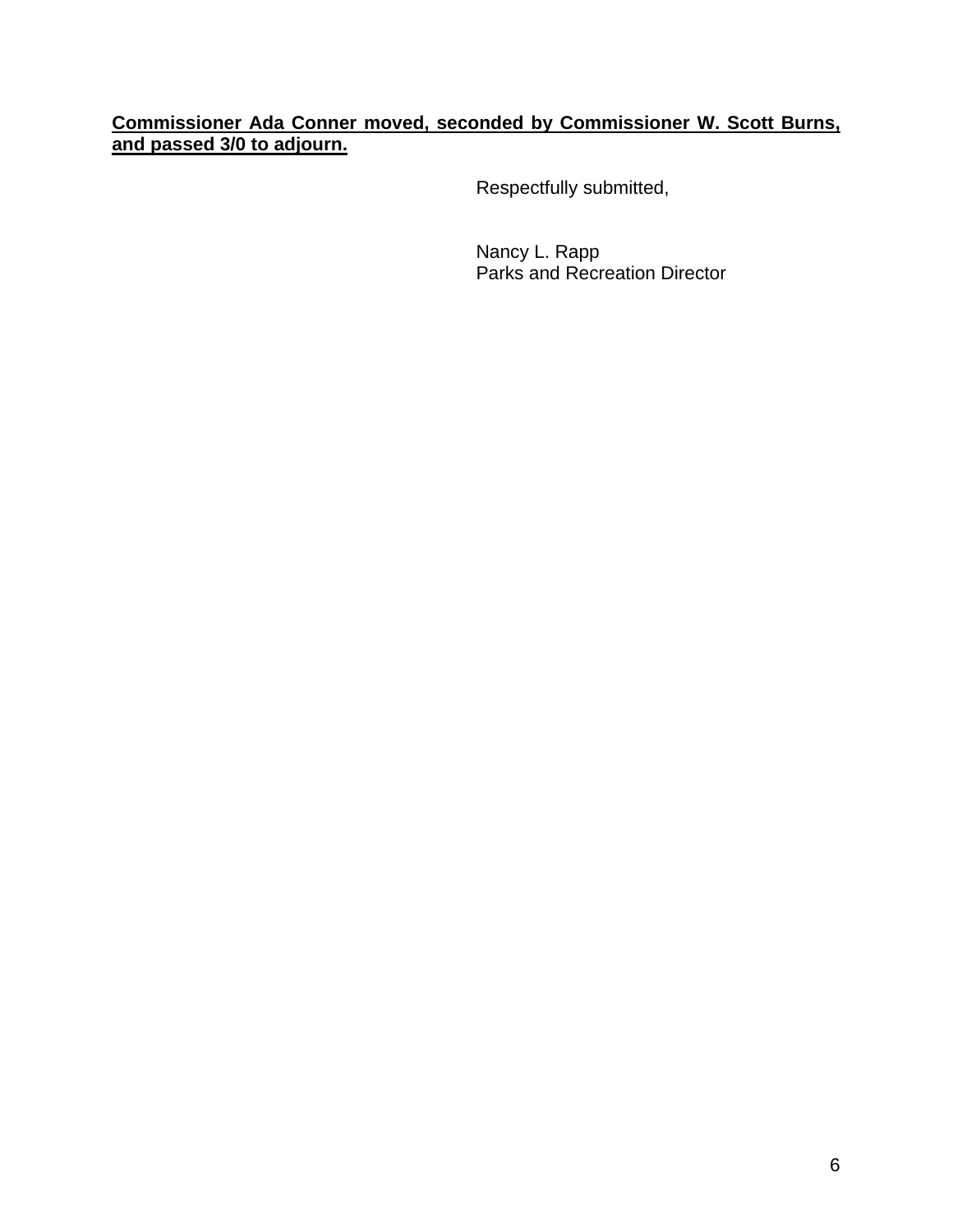**Commissioner Ada Conner moved, seconded by Commissioner W. Scott Burns, and passed 3/0 to adjourn.**

Respectfully submitted,

Nancy L. Rapp
Parks and Recreation Director